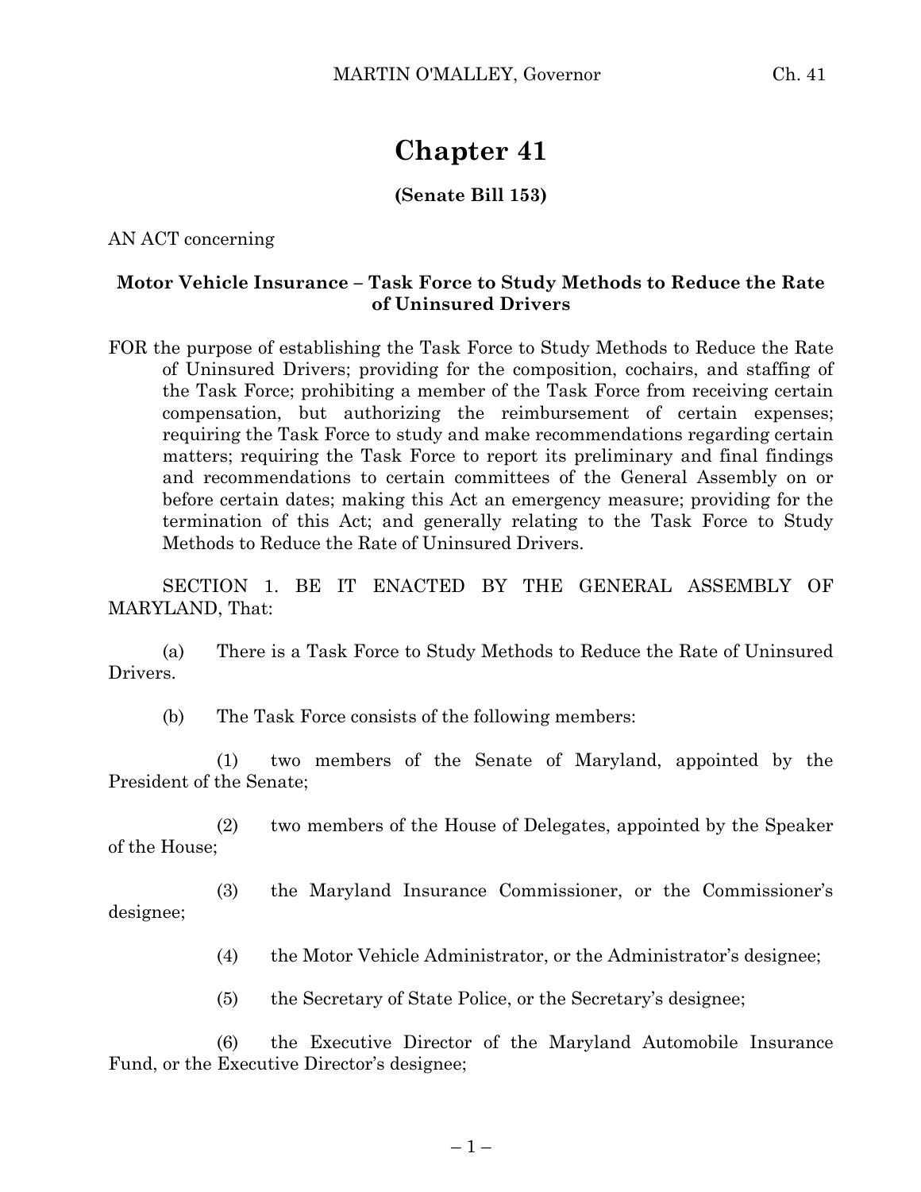# Chapter 41

**(Senate Bill 153)**

AN ACT concerning

**Motor Vehicle Insurance – Task Force to Study Methods to Reduce the Rate of Uninsured Drivers**

FOR the purpose of establishing the Task Force to Study Methods to Reduce the Rate of Uninsured Drivers; providing for the composition, cochairs, and staffing of the Task Force; prohibiting a member of the Task Force from receiving certain compensation, but authorizing the reimbursement of certain expenses; requiring the Task Force to study and make recommendations regarding certain matters; requiring the Task Force to report its preliminary and final findings and recommendations to certain committees of the General Assembly on or before certain dates; making this Act an emergency measure; providing for the termination of this Act; and generally relating to the Task Force to Study Methods to Reduce the Rate of Uninsured Drivers.

SECTION 1. BE IT ENACTED BY THE GENERAL ASSEMBLY OF MARYLAND, That:

(a) There is a Task Force to Study Methods to Reduce the Rate of Uninsured Drivers.

(b) The Task Force consists of the following members:

(1) two members of the Senate of Maryland, appointed by the President of the Senate;

(2) two members of the House of Delegates, appointed by the Speaker of the House;

(3) the Maryland Insurance Commissioner, or the Commissioner's designee;

(4) the Motor Vehicle Administrator, or the Administrator's designee;

(5) the Secretary of State Police, or the Secretary's designee;

(6) the Executive Director of the Maryland Automobile Insurance Fund, or the Executive Director's designee;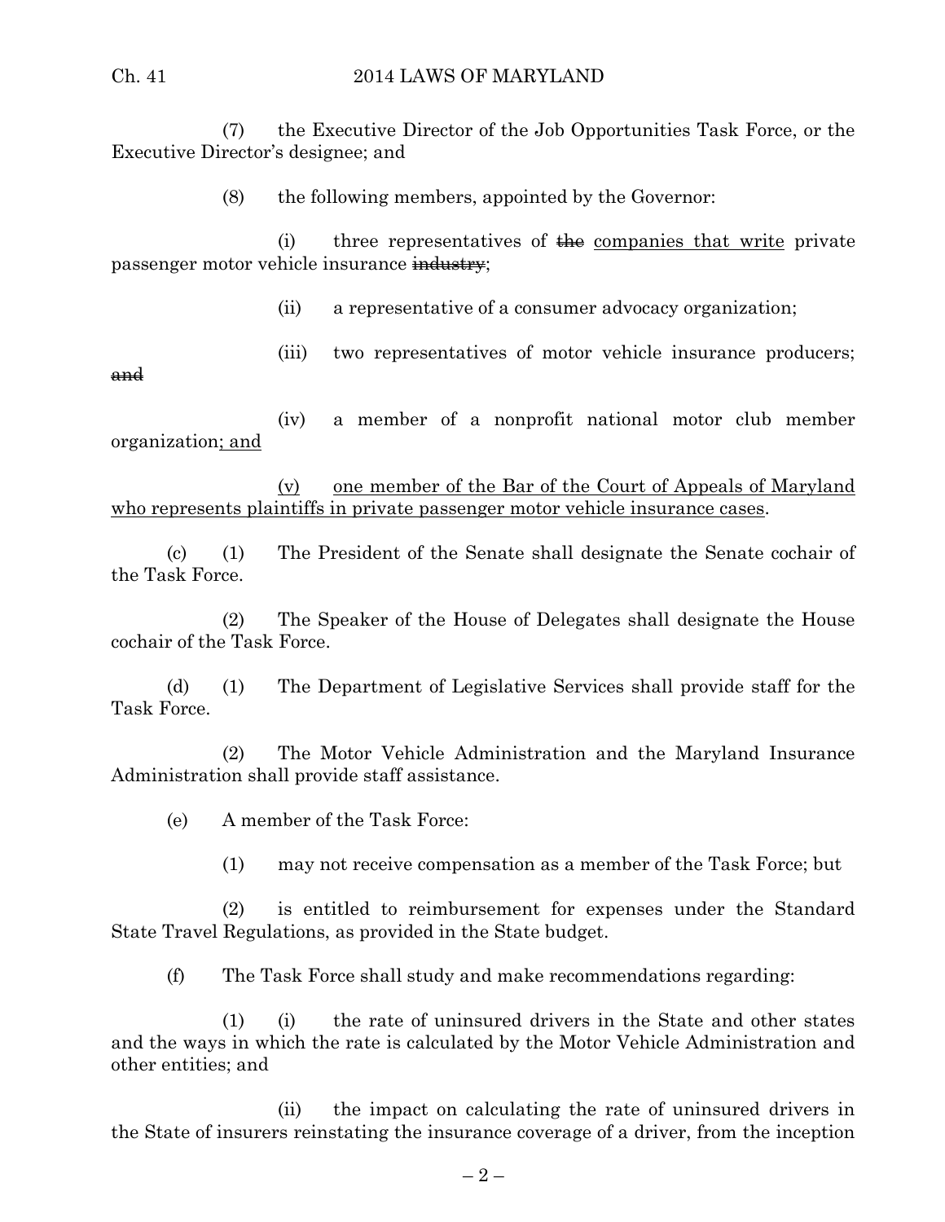(7) the Executive Director of the Job Opportunities Task Force, or the Executive Director's designee; and

(8) the following members, appointed by the Governor:

(i) three representatives of ~~the~~ <u>companies that write</u> private passenger motor vehicle insurance ~~industry~~;

(ii) a representative of a consumer advocacy organization;

(iii) two representatives of motor vehicle insurance producers; ~~and~~

(iv) a member of a nonprofit national motor club member organization<u>; and</u>

<u>(v) one member of the Bar of the Court of Appeals of Maryland who represents plaintiffs in private passenger motor vehicle insurance cases</u>.

(c) (1) The President of the Senate shall designate the Senate cochair of the Task Force.

(2) The Speaker of the House of Delegates shall designate the House cochair of the Task Force.

(d) (1) The Department of Legislative Services shall provide staff for the Task Force.

(2) The Motor Vehicle Administration and the Maryland Insurance Administration shall provide staff assistance.

(e) A member of the Task Force:

(1) may not receive compensation as a member of the Task Force; but

(2) is entitled to reimbursement for expenses under the Standard State Travel Regulations, as provided in the State budget.

(f) The Task Force shall study and make recommendations regarding:

(1) (i) the rate of uninsured drivers in the State and other states and the ways in which the rate is calculated by the Motor Vehicle Administration and other entities; and

(ii) the impact on calculating the rate of uninsured drivers in the State of insurers reinstating the insurance coverage of a driver, from the inception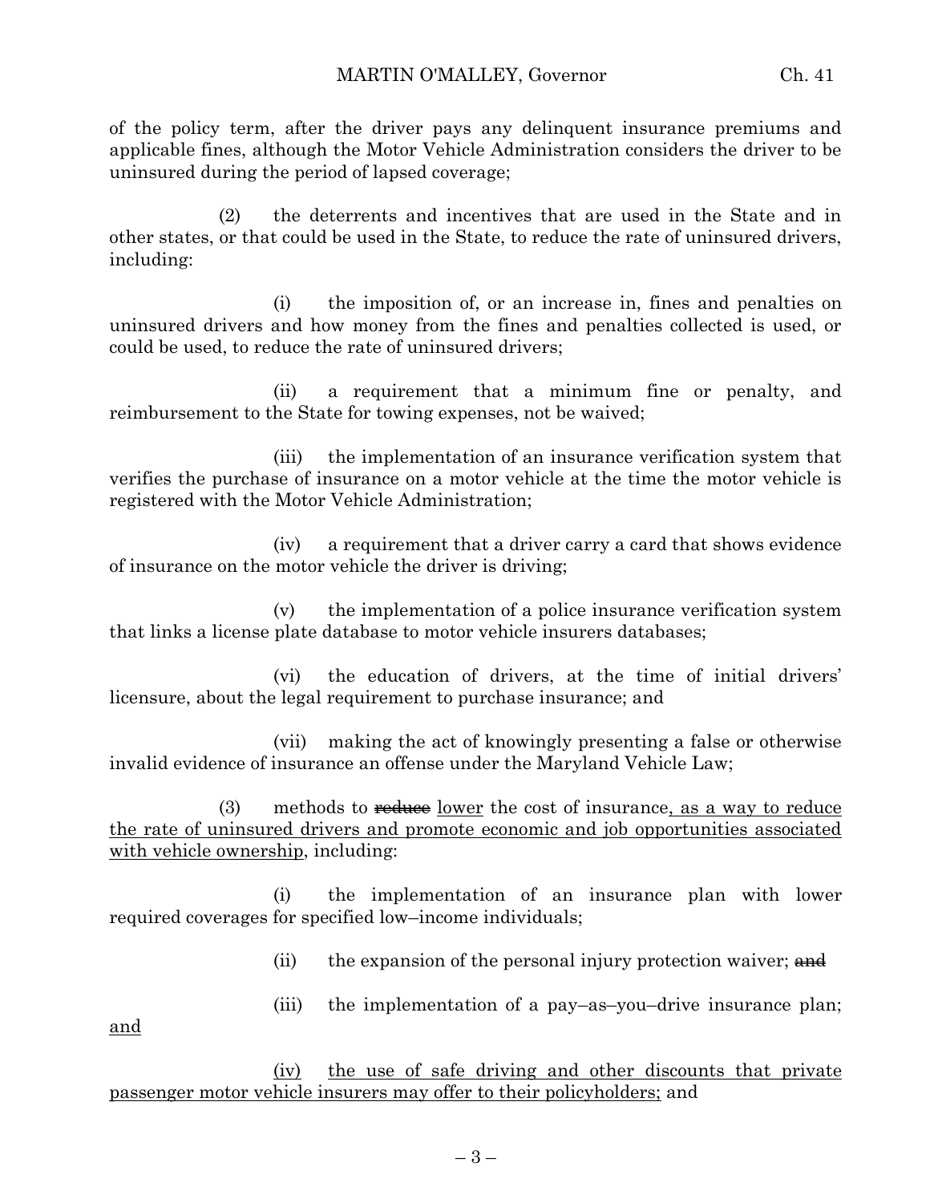of the policy term, after the driver pays any delinquent insurance premiums and applicable fines, although the Motor Vehicle Administration considers the driver to be uninsured during the period of lapsed coverage;

(2) the deterrents and incentives that are used in the State and in other states, or that could be used in the State, to reduce the rate of uninsured drivers, including:

(i) the imposition of, or an increase in, fines and penalties on uninsured drivers and how money from the fines and penalties collected is used, or could be used, to reduce the rate of uninsured drivers;

(ii) a requirement that a minimum fine or penalty, and reimbursement to the State for towing expenses, not be waived;

(iii) the implementation of an insurance verification system that verifies the purchase of insurance on a motor vehicle at the time the motor vehicle is registered with the Motor Vehicle Administration;

(iv) a requirement that a driver carry a card that shows evidence of insurance on the motor vehicle the driver is driving;

(v) the implementation of a police insurance verification system that links a license plate database to motor vehicle insurers databases;

(vi) the education of drivers, at the time of initial drivers' licensure, about the legal requirement to purchase insurance; and

(vii) making the act of knowingly presenting a false or otherwise invalid evidence of insurance an offense under the Maryland Vehicle Law;

(3) methods to ~~reduce~~ <u>lower</u> the cost of insurance<u>, as a way to reduce the rate of uninsured drivers and promote economic and job opportunities associated with vehicle ownership</u>, including:

(i) the implementation of an insurance plan with lower required coverages for specified low–income individuals;

(ii) the expansion of the personal injury protection waiver; ~~and~~

(iii) the implementation of a pay–as–you–drive insurance plan; <u>and</u>

<u>(iv) the use of safe driving and other discounts that private passenger motor vehicle insurers may offer to their policyholders;</u> and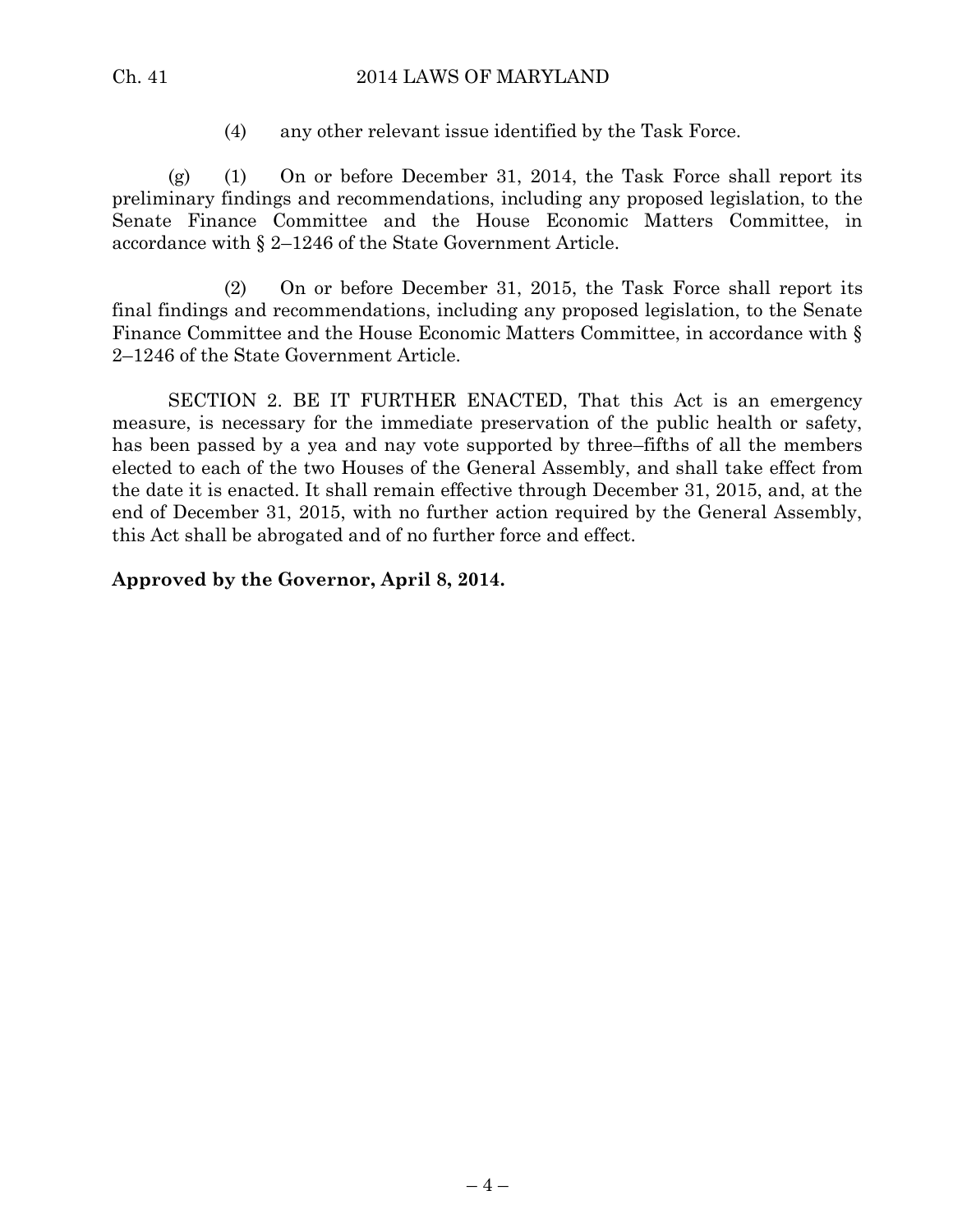(4) any other relevant issue identified by the Task Force.

(g) (1) On or before December 31, 2014, the Task Force shall report its preliminary findings and recommendations, including any proposed legislation, to the Senate Finance Committee and the House Economic Matters Committee, in accordance with § 2–1246 of the State Government Article.

(2) On or before December 31, 2015, the Task Force shall report its final findings and recommendations, including any proposed legislation, to the Senate Finance Committee and the House Economic Matters Committee, in accordance with § 2–1246 of the State Government Article.

SECTION 2. BE IT FURTHER ENACTED, That this Act is an emergency measure, is necessary for the immediate preservation of the public health or safety, has been passed by a yea and nay vote supported by three–fifths of all the members elected to each of the two Houses of the General Assembly, and shall take effect from the date it is enacted. It shall remain effective through December 31, 2015, and, at the end of December 31, 2015, with no further action required by the General Assembly, this Act shall be abrogated and of no further force and effect.

**Approved by the Governor, April 8, 2014.**